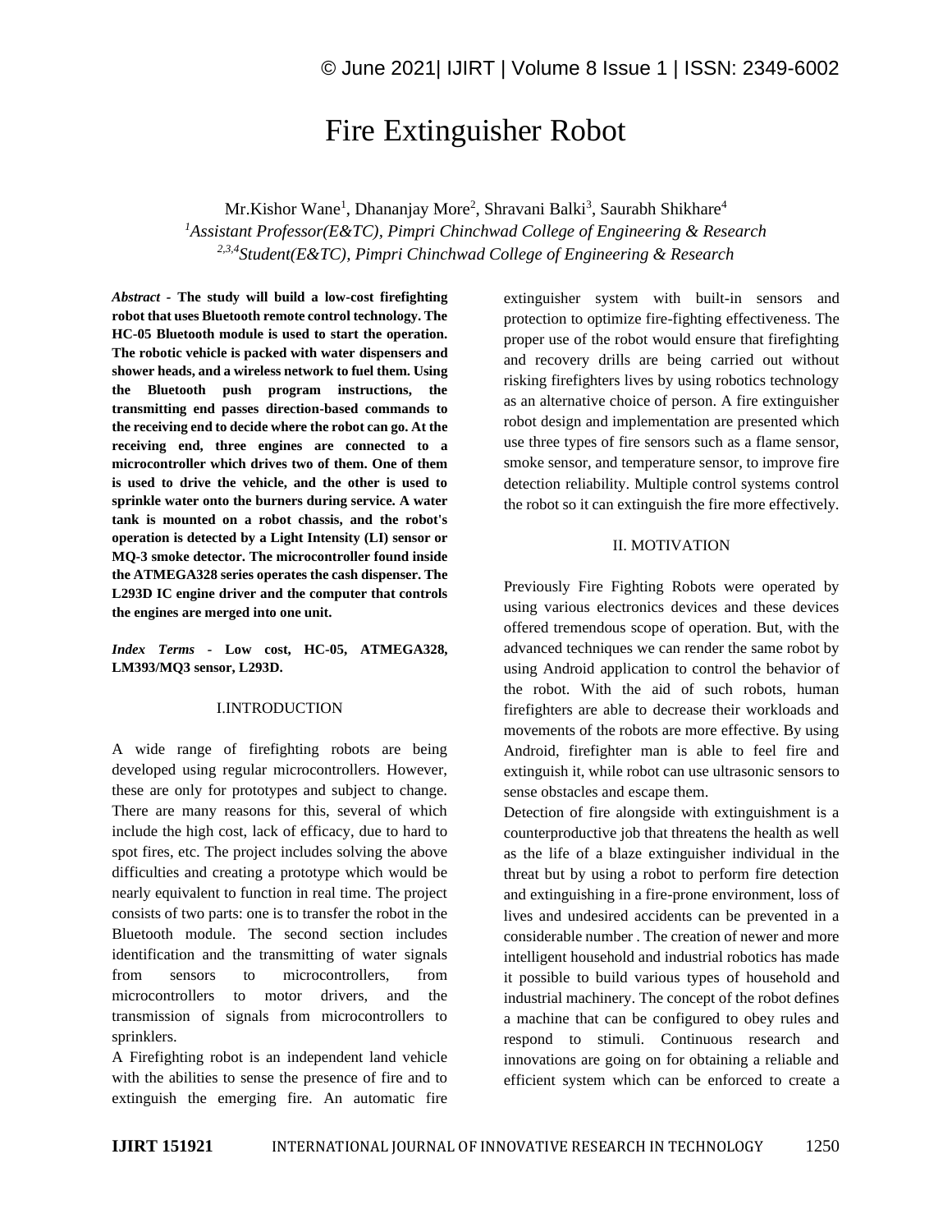# Fire Extinguisher Robot

Mr.Kishor Wane[1], Dhananjay More[2], Shravani Balki[3], Saurabh Shikhare[4]

[1]*Assistant Professor(E&TC), Pimpri Chinchwad College of Engineering & Research*

[2,3,4]*Student(E&TC), Pimpri Chinchwad College of Engineering & Research*

***Abstract* - The study will build a low-cost firefighting robot that uses Bluetooth remote control technology. The HC-05 Bluetooth module is used to start the operation. The robotic vehicle is packed with water dispensers and shower heads, and a wireless network to fuel them. Using the Bluetooth push program instructions, the transmitting end passes direction-based commands to the receiving end to decide where the robot can go. At the receiving end, three engines are connected to a microcontroller which drives two of them. One of them is used to drive the vehicle, and the other is used to sprinkle water onto the burners during service. A water tank is mounted on a robot chassis, and the robot's operation is detected by a Light Intensity (LI) sensor or MQ-3 smoke detector. The microcontroller found inside the ATMEGA328 series operates the cash dispenser. The L293D IC engine driver and the computer that controls the engines are merged into one unit.**

***Index Terms* - Low cost, HC-05, ATMEGA328, LM393/MQ3 sensor, L293D.**

## I.INTRODUCTION

A wide range of firefighting robots are being developed using regular microcontrollers. However, these are only for prototypes and subject to change. There are many reasons for this, several of which include the high cost, lack of efficacy, due to hard to spot fires, etc. The project includes solving the above difficulties and creating a prototype which would be nearly equivalent to function in real time. The project consists of two parts: one is to transfer the robot in the Bluetooth module. The second section includes identification and the transmitting of water signals from sensors to microcontrollers, from microcontrollers to motor drivers, and the transmission of signals from microcontrollers to sprinklers.

A Firefighting robot is an independent land vehicle with the abilities to sense the presence of fire and to extinguish the emerging fire. An automatic fire extinguisher system with built-in sensors and protection to optimize fire-fighting effectiveness. The proper use of the robot would ensure that firefighting and recovery drills are being carried out without risking firefighters lives by using robotics technology as an alternative choice of person. A fire extinguisher robot design and implementation are presented which use three types of fire sensors such as a flame sensor, smoke sensor, and temperature sensor, to improve fire detection reliability. Multiple control systems control the robot so it can extinguish the fire more effectively.

## II. MOTIVATION

Previously Fire Fighting Robots were operated by using various electronics devices and these devices offered tremendous scope of operation. But, with the advanced techniques we can render the same robot by using Android application to control the behavior of the robot. With the aid of such robots, human firefighters are able to decrease their workloads and movements of the robots are more effective. By using Android, firefighter man is able to feel fire and extinguish it, while robot can use ultrasonic sensors to sense obstacles and escape them.

Detection of fire alongside with extinguishment is a counterproductive job that threatens the health as well as the life of a blaze extinguisher individual in the threat but by using a robot to perform fire detection and extinguishing in a fire-prone environment, loss of lives and undesired accidents can be prevented in a considerable number . The creation of newer and more intelligent household and industrial robotics has made it possible to build various types of household and industrial machinery. The concept of the robot defines a machine that can be configured to obey rules and respond to stimuli. Continuous research and innovations are going on for obtaining a reliable and efficient system which can be enforced to create a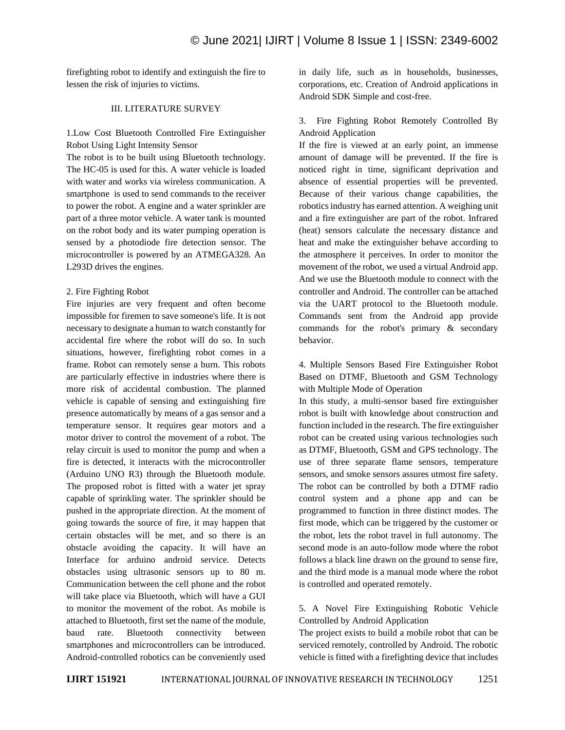firefighting robot to identify and extinguish the fire to lessen the risk of injuries to victims.

## III. LITERATURE SURVEY

### 1.Low Cost Bluetooth Controlled Fire Extinguisher Robot Using Light Intensity Sensor

The robot is to be built using Bluetooth technology. The HC-05 is used for this. A water vehicle is loaded with water and works via wireless communication. A smartphone is used to send commands to the receiver to power the robot. A engine and a water sprinkler are part of a three motor vehicle. A water tank is mounted on the robot body and its water pumping operation is sensed by a photodiode fire detection sensor. The microcontroller is powered by an ATMEGA328. An L293D drives the engines.

### 2. Fire Fighting Robot

Fire injuries are very frequent and often become impossible for firemen to save someone's life. It is not necessary to designate a human to watch constantly for accidental fire where the robot will do so. In such situations, however, firefighting robot comes in a frame. Robot can remotely sense a burn. This robots are particularly effective in industries where there is more risk of accidental combustion. The planned vehicle is capable of sensing and extinguishing fire presence automatically by means of a gas sensor and a temperature sensor. It requires gear motors and a motor driver to control the movement of a robot. The relay circuit is used to monitor the pump and when a fire is detected, it interacts with the microcontroller (Arduino UNO R3) through the Bluetooth module. The proposed robot is fitted with a water jet spray capable of sprinkling water. The sprinkler should be pushed in the appropriate direction. At the moment of going towards the source of fire, it may happen that certain obstacles will be met, and so there is an obstacle avoiding the capacity. It will have an Interface for arduino android service. Detects obstacles using ultrasonic sensors up to 80 m. Communication between the cell phone and the robot will take place via Bluetooth, which will have a GUI to monitor the movement of the robot. As mobile is attached to Bluetooth, first set the name of the module, baud rate. Bluetooth connectivity between smartphones and microcontrollers can be introduced. Android-controlled robotics can be conveniently used in daily life, such as in households, businesses, corporations, etc. Creation of Android applications in Android SDK Simple and cost-free.

### 3. Fire Fighting Robot Remotely Controlled By Android Application

If the fire is viewed at an early point, an immense amount of damage will be prevented. If the fire is noticed right in time, significant deprivation and absence of essential properties will be prevented. Because of their various change capabilities, the robotics industry has earned attention. A weighing unit and a fire extinguisher are part of the robot. Infrared (heat) sensors calculate the necessary distance and heat and make the extinguisher behave according to the atmosphere it perceives. In order to monitor the movement of the robot, we used a virtual Android app. And we use the Bluetooth module to connect with the controller and Android. The controller can be attached via the UART protocol to the Bluetooth module. Commands sent from the Android app provide commands for the robot's primary & secondary behavior.

### 4. Multiple Sensors Based Fire Extinguisher Robot Based on DTMF, Bluetooth and GSM Technology with Multiple Mode of Operation

In this study, a multi-sensor based fire extinguisher robot is built with knowledge about construction and function included in the research. The fire extinguisher robot can be created using various technologies such as DTMF, Bluetooth, GSM and GPS technology. The use of three separate flame sensors, temperature sensors, and smoke sensors assures utmost fire safety. The robot can be controlled by both a DTMF radio control system and a phone app and can be programmed to function in three distinct modes. The first mode, which can be triggered by the customer or the robot, lets the robot travel in full autonomy. The second mode is an auto-follow mode where the robot follows a black line drawn on the ground to sense fire, and the third mode is a manual mode where the robot is controlled and operated remotely.

### 5. A Novel Fire Extinguishing Robotic Vehicle Controlled by Android Application

The project exists to build a mobile robot that can be serviced remotely, controlled by Android. The robotic vehicle is fitted with a firefighting device that includes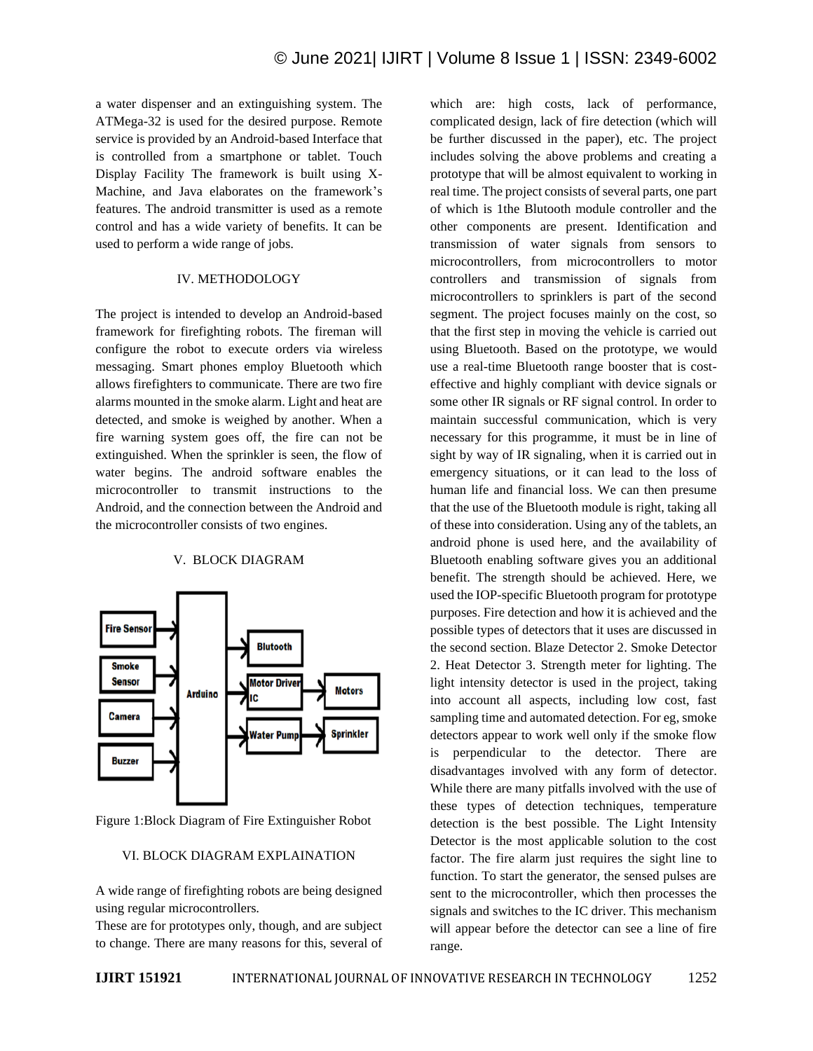a water dispenser and an extinguishing system. The ATMega-32 is used for the desired purpose. Remote service is provided by an Android-based Interface that is controlled from a smartphone or tablet. Touch Display Facility The framework is built using X-Machine, and Java elaborates on the framework's features. The android transmitter is used as a remote control and has a wide variety of benefits. It can be used to perform a wide range of jobs.

## IV. METHODOLOGY

The project is intended to develop an Android-based framework for firefighting robots. The fireman will configure the robot to execute orders via wireless messaging. Smart phones employ Bluetooth which allows firefighters to communicate. There are two fire alarms mounted in the smoke alarm. Light and heat are detected, and smoke is weighed by another. When a fire warning system goes off, the fire can not be extinguished. When the sprinkler is seen, the flow of water begins. The android software enables the microcontroller to transmit instructions to the Android, and the connection between the Android and the microcontroller consists of two engines.

## V. BLOCK DIAGRAM

Figure 1:Block Diagram of Fire Extinguisher Robot

## VI. BLOCK DIAGRAM EXPLAINATION

A wide range of firefighting robots are being designed using regular microcontrollers.

These are for prototypes only, though, and are subject to change. There are many reasons for this, several of which are: high costs, lack of performance, complicated design, lack of fire detection (which will be further discussed in the paper), etc. The project includes solving the above problems and creating a prototype that will be almost equivalent to working in real time. The project consists of several parts, one part of which is 1the Blutooth module controller and the other components are present. Identification and transmission of water signals from sensors to microcontrollers, from microcontrollers to motor controllers and transmission of signals from microcontrollers to sprinklers is part of the second segment. The project focuses mainly on the cost, so that the first step in moving the vehicle is carried out using Bluetooth. Based on the prototype, we would use a real-time Bluetooth range booster that is cost-effective and highly compliant with device signals or some other IR signals or RF signal control. In order to maintain successful communication, which is very necessary for this programme, it must be in line of sight by way of IR signaling, when it is carried out in emergency situations, or it can lead to the loss of human life and financial loss. We can then presume that the use of the Bluetooth module is right, taking all of these into consideration. Using any of the tablets, an android phone is used here, and the availability of Bluetooth enabling software gives you an additional benefit. The strength should be achieved. Here, we used the IOP-specific Bluetooth program for prototype purposes. Fire detection and how it is achieved and the possible types of detectors that it uses are discussed in the second section. Blaze Detector 2. Smoke Detector 2. Heat Detector 3. Strength meter for lighting. The light intensity detector is used in the project, taking into account all aspects, including low cost, fast sampling time and automated detection. For eg, smoke detectors appear to work well only if the smoke flow is perpendicular to the detector. There are disadvantages involved with any form of detector. While there are many pitfalls involved with the use of these types of detection techniques, temperature detection is the best possible. The Light Intensity Detector is the most applicable solution to the cost factor. The fire alarm just requires the sight line to function. To start the generator, the sensed pulses are sent to the microcontroller, which then processes the signals and switches to the IC driver. This mechanism will appear before the detector can see a line of fire range.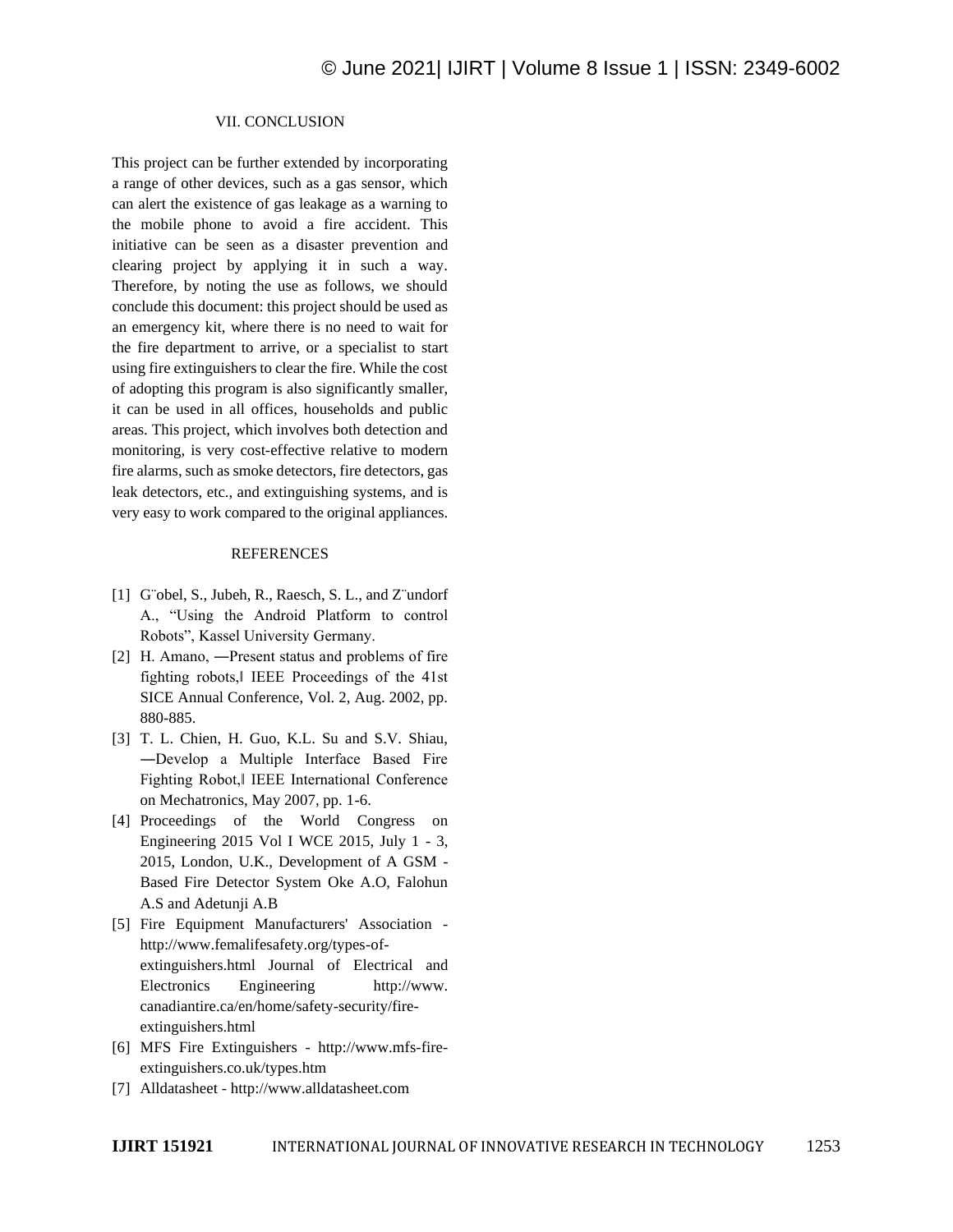## VII. CONCLUSION

This project can be further extended by incorporating a range of other devices, such as a gas sensor, which can alert the existence of gas leakage as a warning to the mobile phone to avoid a fire accident. This initiative can be seen as a disaster prevention and clearing project by applying it in such a way. Therefore, by noting the use as follows, we should conclude this document: this project should be used as an emergency kit, where there is no need to wait for the fire department to arrive, or a specialist to start using fire extinguishers to clear the fire. While the cost of adopting this program is also significantly smaller, it can be used in all offices, households and public areas. This project, which involves both detection and monitoring, is very cost-effective relative to modern fire alarms, such as smoke detectors, fire detectors, gas leak detectors, etc., and extinguishing systems, and is very easy to work compared to the original appliances.

## REFERENCES

[1] G¨obel, S., Jubeh, R., Raesch, S. L., and Z¨undorf A., "Using the Android Platform to control Robots", Kassel University Germany.

[2] H. Amano, ―Present status and problems of fire fighting robots,‖ IEEE Proceedings of the 41st SICE Annual Conference, Vol. 2, Aug. 2002, pp. 880-885.

[3] T. L. Chien, H. Guo, K.L. Su and S.V. Shiau, ―Develop a Multiple Interface Based Fire Fighting Robot,‖ IEEE International Conference on Mechatronics, May 2007, pp. 1-6.

[4] Proceedings of the World Congress on Engineering 2015 Vol I WCE 2015, July 1 - 3, 2015, London, U.K., Development of A GSM - Based Fire Detector System Oke A.O, Falohun A.S and Adetunji A.B

[5] Fire Equipment Manufacturers' Association - http://www.femalifesafety.org/types-of-extinguishers.html Journal of Electrical and Electronics Engineering http://www. canadiantire.ca/en/home/safety-security/fire-extinguishers.html

[6] MFS Fire Extinguishers - http://www.mfs-fire-extinguishers.co.uk/types.htm

[7] Alldatasheet - http://www.alldatasheet.com